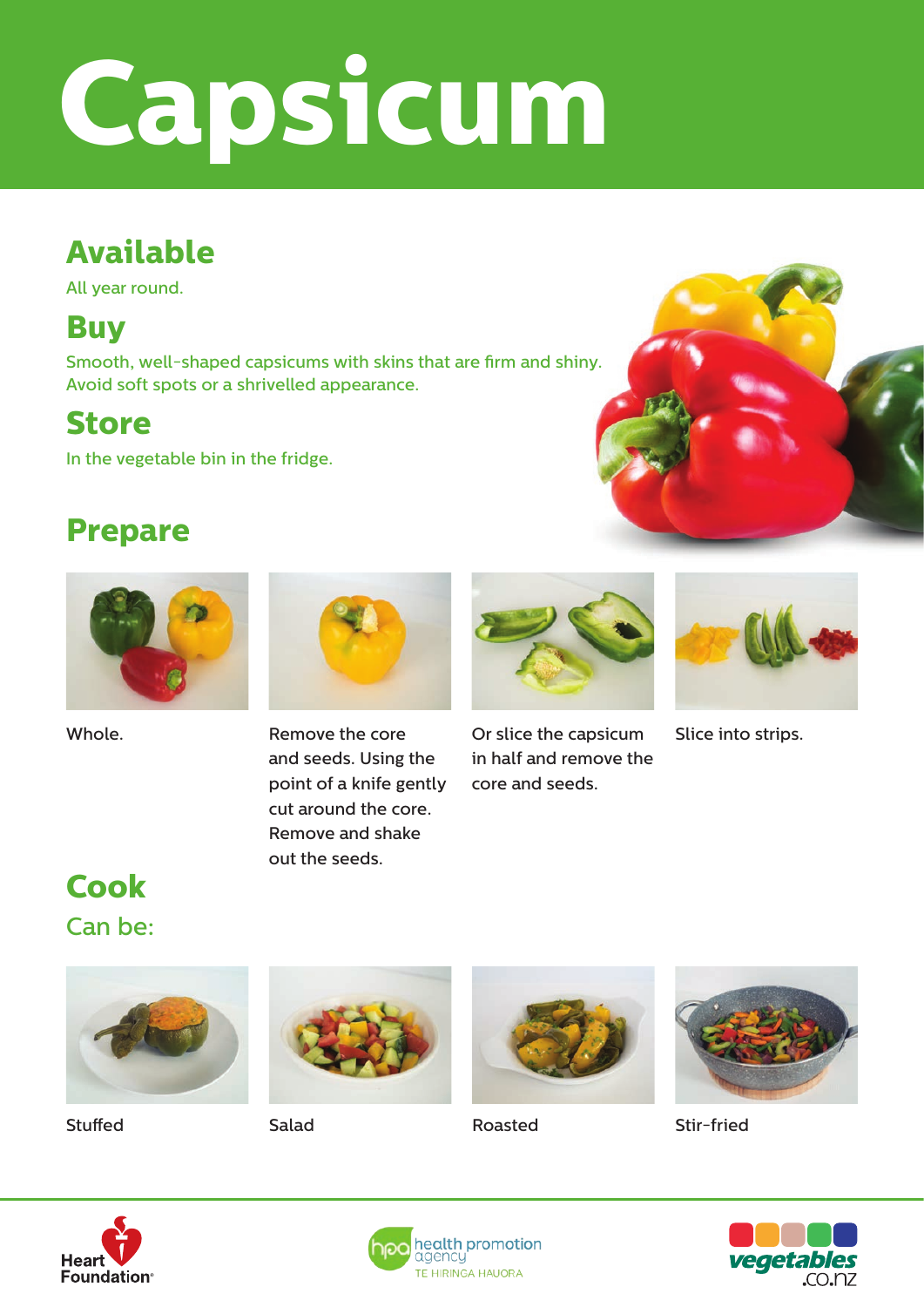# Capsicum

## Available

All year round.

## Buy

Smooth, well-shaped capsicums with skins that are firm and shiny. Avoid soft spots or a shrivelled appearance.

## Store

In the vegetable bin in the fridge.

## Prepare

Whole.

Remove the core and seeds. Using the point of a knife gently cut around the core. Remove and shake out the seeds.

Or slice the capsicum in half and remove the core and seeds.

Slice into strips.

## Cook

Can be:

Stuffed

Salad

Roasted

Stir-fried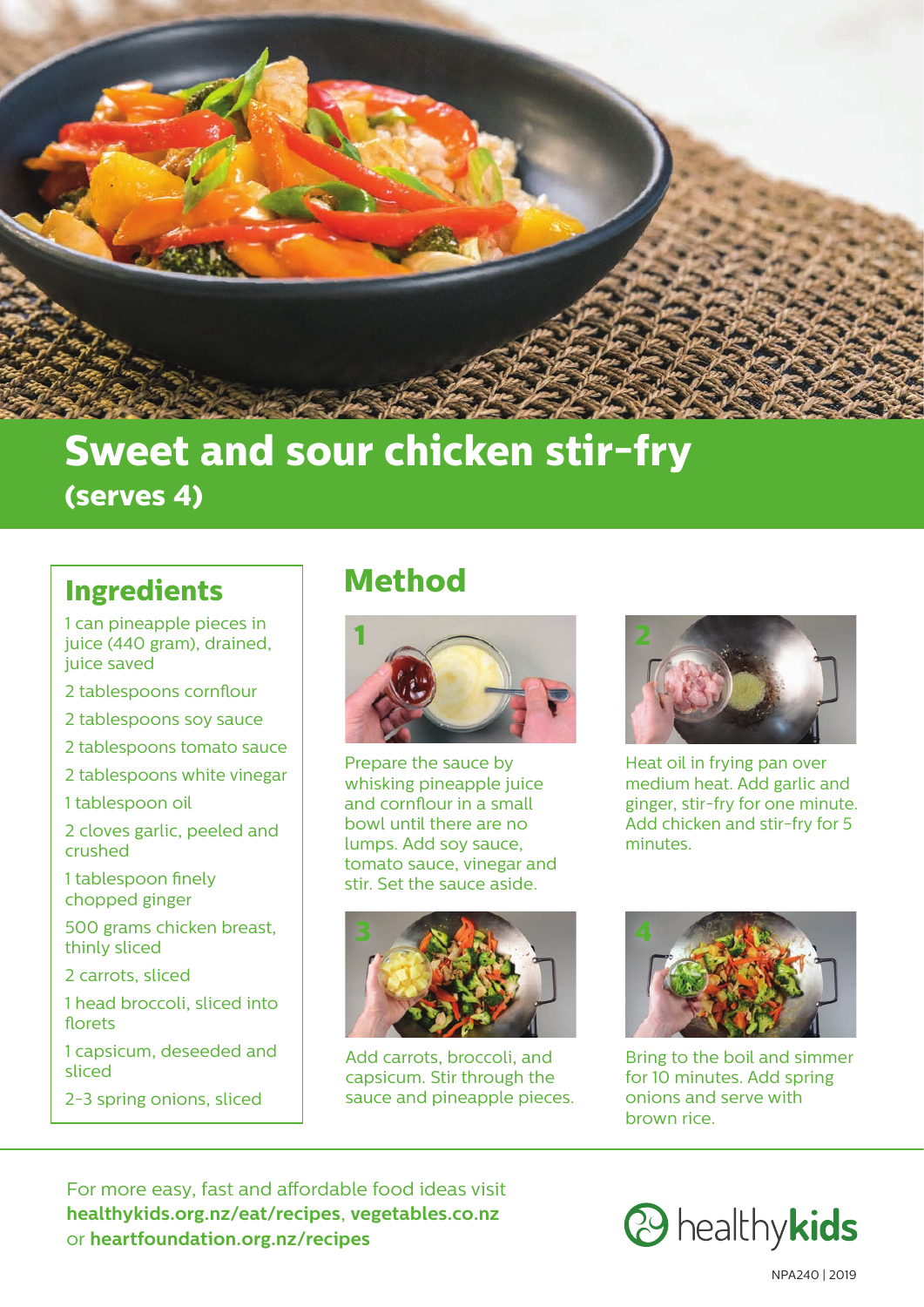# Sweet and sour chicken stir-fry

**(serves 4)**

## Ingredients

- 1 can pineapple pieces in juice (440 gram), drained, juice saved
- 2 tablespoons cornflour
- 2 tablespoons soy sauce
- 2 tablespoons tomato sauce
- 2 tablespoons white vinegar
- 1 tablespoon oil
- 2 cloves garlic, peeled and crushed
- 1 tablespoon finely chopped ginger
- 500 grams chicken breast, thinly sliced
- 2 carrots, sliced
- 1 head broccoli, sliced into florets
- 1 capsicum, deseeded and sliced
- 2-3 spring onions, sliced

## Method

1. Prepare the sauce by whisking pineapple juice and cornflour in a small bowl until there are no lumps. Add soy sauce, tomato sauce, vinegar and stir. Set the sauce aside.
2. Heat oil in frying pan over medium heat. Add garlic and ginger, stir-fry for one minute. Add chicken and stir-fry for 5 minutes.
3. Add carrots, broccoli, and capsicum. Stir through the sauce and pineapple pieces.
4. Bring to the boil and simmer for 10 minutes. Add spring onions and serve with brown rice.

For more easy, fast and affordable food ideas visit **healthykids.org.nz/eat/recipes**, **vegetables.co.nz** or **heartfoundation.org.nz/recipes**

healthy**kids**

NPA240 | 2019